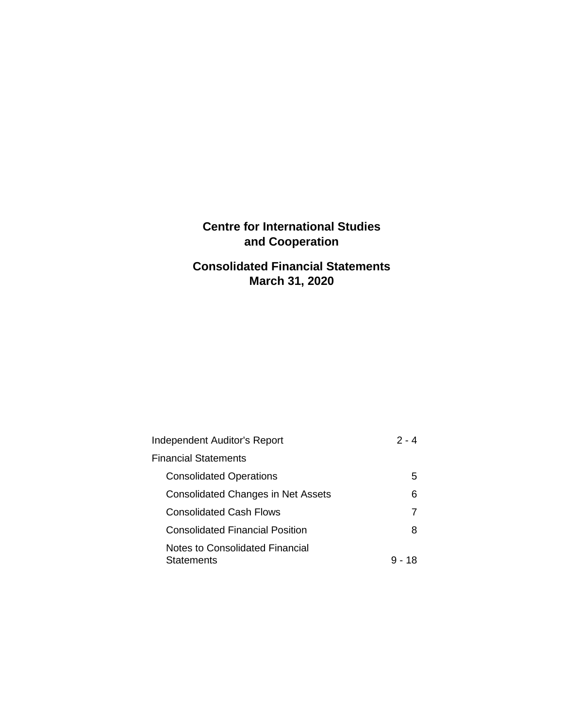# Centre for International Studies and Cooperation

## Consolidated Financial Statements
## March 31, 2020

| | |
|---|---|
| Independent Auditor's Report | 2 - 4 |
| Financial Statements | |
| Consolidated Operations | 5 |
| Consolidated Changes in Net Assets | 6 |
| Consolidated Cash Flows | 7 |
| Consolidated Financial Position | 8 |
| Notes to Consolidated Financial Statements | 9 - 18 |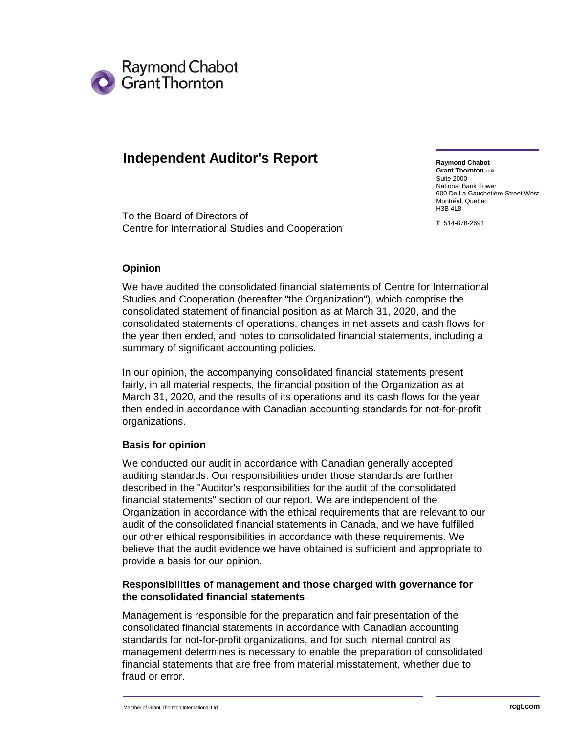Raymond Chabot
Grant Thornton

# Independent Auditor's Report

**Raymond Chabot**
**Grant Thornton LLP**
Suite 2000
National Bank Tower
600 De La Gauchetière Street West
Montréal, Quebec
H3B 4L8

**T** 514-878-2691

To the Board of Directors of
Centre for International Studies and Cooperation

## Opinion

We have audited the consolidated financial statements of Centre for International Studies and Cooperation (hereafter "the Organization"), which comprise the consolidated statement of financial position as at March 31, 2020, and the consolidated statements of operations, changes in net assets and cash flows for the year then ended, and notes to consolidated financial statements, including a summary of significant accounting policies.

In our opinion, the accompanying consolidated financial statements present fairly, in all material respects, the financial position of the Organization as at March 31, 2020, and the results of its operations and its cash flows for the year then ended in accordance with Canadian accounting standards for not-for-profit organizations.

## Basis for opinion

We conducted our audit in accordance with Canadian generally accepted auditing standards. Our responsibilities under those standards are further described in the "Auditor's responsibilities for the audit of the consolidated financial statements" section of our report. We are independent of the Organization in accordance with the ethical requirements that are relevant to our audit of the consolidated financial statements in Canada, and we have fulfilled our other ethical responsibilities in accordance with these requirements. We believe that the audit evidence we have obtained is sufficient and appropriate to provide a basis for our opinion.

## Responsibilities of management and those charged with governance for the consolidated financial statements

Management is responsible for the preparation and fair presentation of the consolidated financial statements in accordance with Canadian accounting standards for not-for-profit organizations, and for such internal control as management determines is necessary to enable the preparation of consolidated financial statements that are free from material misstatement, whether due to fraud or error.

Member of Grant Thornton International Ltd　　　　rcgt.com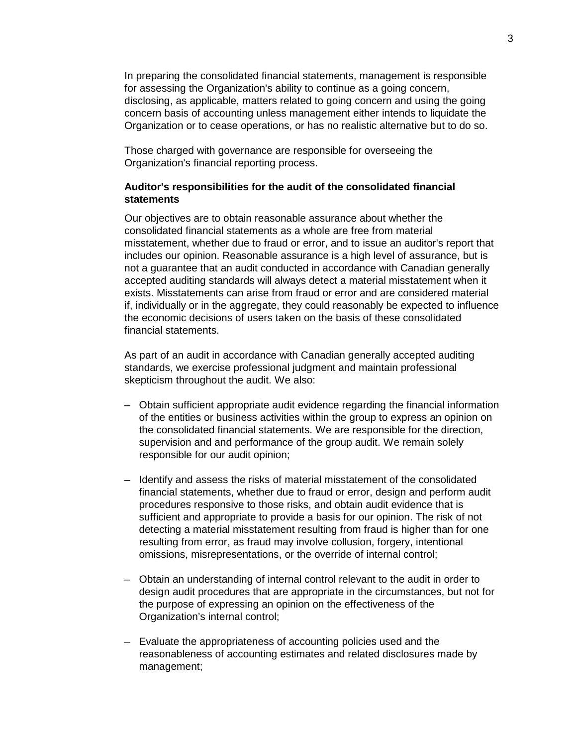In preparing the consolidated financial statements, management is responsible for assessing the Organization's ability to continue as a going concern, disclosing, as applicable, matters related to going concern and using the going concern basis of accounting unless management either intends to liquidate the Organization or to cease operations, or has no realistic alternative but to do so.

Those charged with governance are responsible for overseeing the Organization's financial reporting process.

**Auditor's responsibilities for the audit of the consolidated financial statements**

Our objectives are to obtain reasonable assurance about whether the consolidated financial statements as a whole are free from material misstatement, whether due to fraud or error, and to issue an auditor's report that includes our opinion. Reasonable assurance is a high level of assurance, but is not a guarantee that an audit conducted in accordance with Canadian generally accepted auditing standards will always detect a material misstatement when it exists. Misstatements can arise from fraud or error and are considered material if, individually or in the aggregate, they could reasonably be expected to influence the economic decisions of users taken on the basis of these consolidated financial statements.

As part of an audit in accordance with Canadian generally accepted auditing standards, we exercise professional judgment and maintain professional skepticism throughout the audit. We also:

– Obtain sufficient appropriate audit evidence regarding the financial information of the entities or business activities within the group to express an opinion on the consolidated financial statements. We are responsible for the direction, supervision and and performance of the group audit. We remain solely responsible for our audit opinion;

– Identify and assess the risks of material misstatement of the consolidated financial statements, whether due to fraud or error, design and perform audit procedures responsive to those risks, and obtain audit evidence that is sufficient and appropriate to provide a basis for our opinion. The risk of not detecting a material misstatement resulting from fraud is higher than for one resulting from error, as fraud may involve collusion, forgery, intentional omissions, misrepresentations, or the override of internal control;

– Obtain an understanding of internal control relevant to the audit in order to design audit procedures that are appropriate in the circumstances, but not for the purpose of expressing an opinion on the effectiveness of the Organization's internal control;

– Evaluate the appropriateness of accounting policies used and the reasonableness of accounting estimates and related disclosures made by management;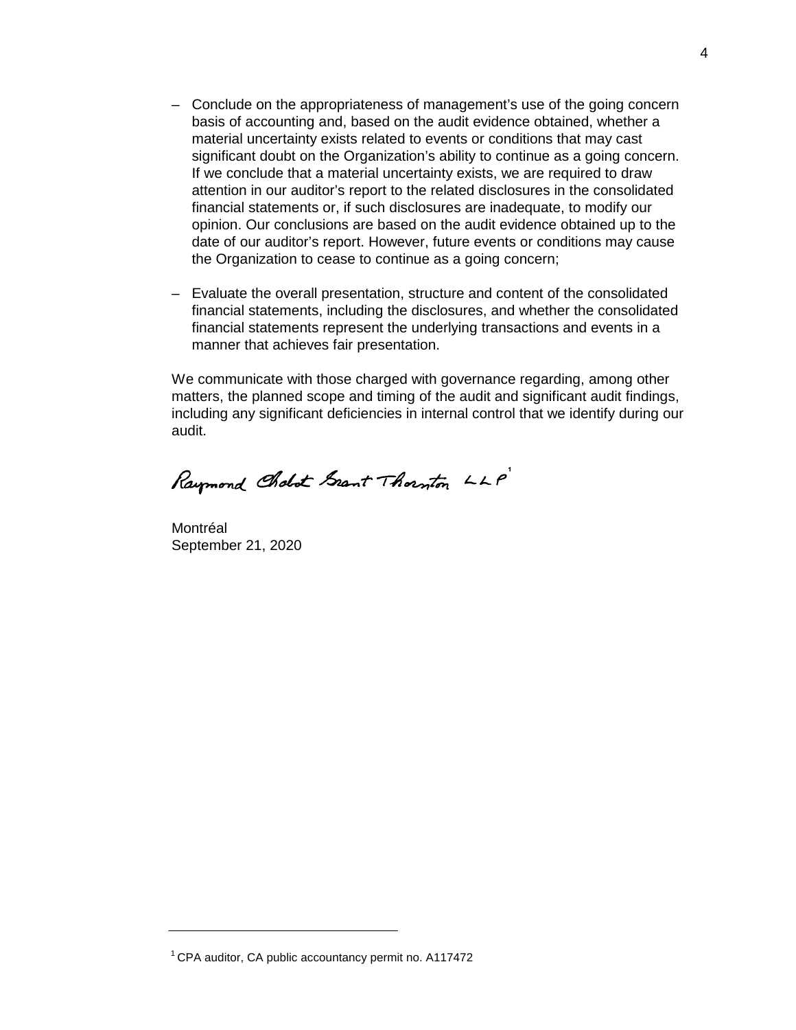- Conclude on the appropriateness of management's use of the going concern basis of accounting and, based on the audit evidence obtained, whether a material uncertainty exists related to events or conditions that may cast significant doubt on the Organization's ability to continue as a going concern. If we conclude that a material uncertainty exists, we are required to draw attention in our auditor's report to the related disclosures in the consolidated financial statements or, if such disclosures are inadequate, to modify our opinion. Our conclusions are based on the audit evidence obtained up to the date of our auditor's report. However, future events or conditions may cause the Organization to cease to continue as a going concern;

- Evaluate the overall presentation, structure and content of the consolidated financial statements, including the disclosures, and whether the consolidated financial statements represent the underlying transactions and events in a manner that achieves fair presentation.

We communicate with those charged with governance regarding, among other matters, the planned scope and timing of the audit and significant audit findings, including any significant deficiencies in internal control that we identify during our audit.

Raymond Chabot Grant Thornton LLP[1]

Montréal
September 21, 2020

[1] CPA auditor, CA public accountancy permit no. A117472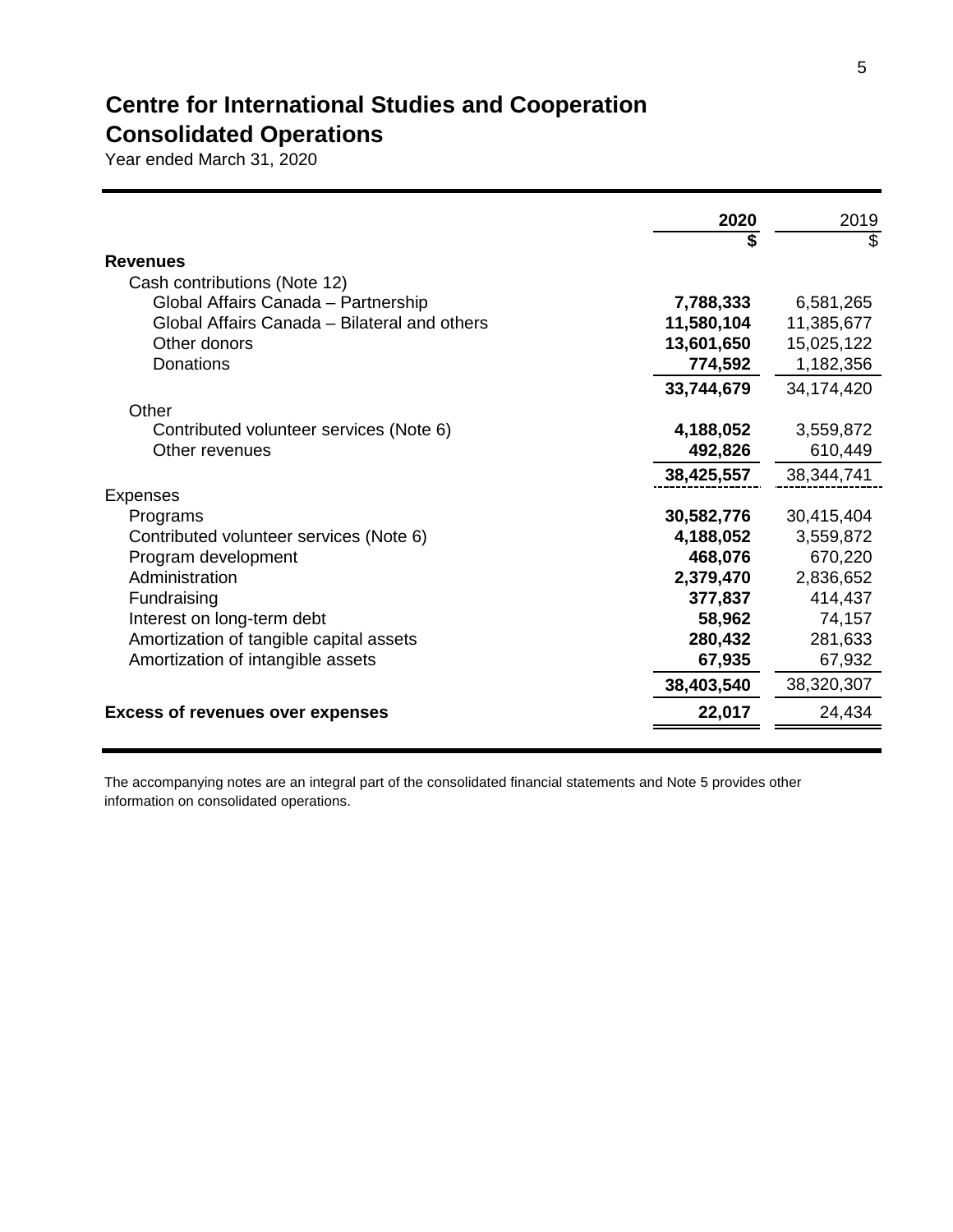# Centre for International Studies and Cooperation

## Consolidated Operations

Year ended March 31, 2020

| | 2020 | 2019 |
|---|---|---|
| | $ | $ |
| **Revenues** | | |
| Cash contributions (Note 12) | | |
| Global Affairs Canada – Partnership | **7,788,333** | 6,581,265 |
| Global Affairs Canada – Bilateral and others | **11,580,104** | 11,385,677 |
| Other donors | **13,601,650** | 15,025,122 |
| Donations | **774,592** | 1,182,356 |
| | **33,744,679** | 34,174,420 |
| Other | | |
| Contributed volunteer services (Note 6) | **4,188,052** | 3,559,872 |
| Other revenues | **492,826** | 610,449 |
| | **38,425,557** | 38,344,741 |
| Expenses | | |
| Programs | **30,582,776** | 30,415,404 |
| Contributed volunteer services (Note 6) | **4,188,052** | 3,559,872 |
| Program development | **468,076** | 670,220 |
| Administration | **2,379,470** | 2,836,652 |
| Fundraising | **377,837** | 414,437 |
| Interest on long-term debt | **58,962** | 74,157 |
| Amortization of tangible capital assets | **280,432** | 281,633 |
| Amortization of intangible assets | **67,935** | 67,932 |
| | **38,403,540** | 38,320,307 |
| **Excess of revenues over expenses** | **22,017** | 24,434 |

The accompanying notes are an integral part of the consolidated financial statements and Note 5 provides other information on consolidated operations.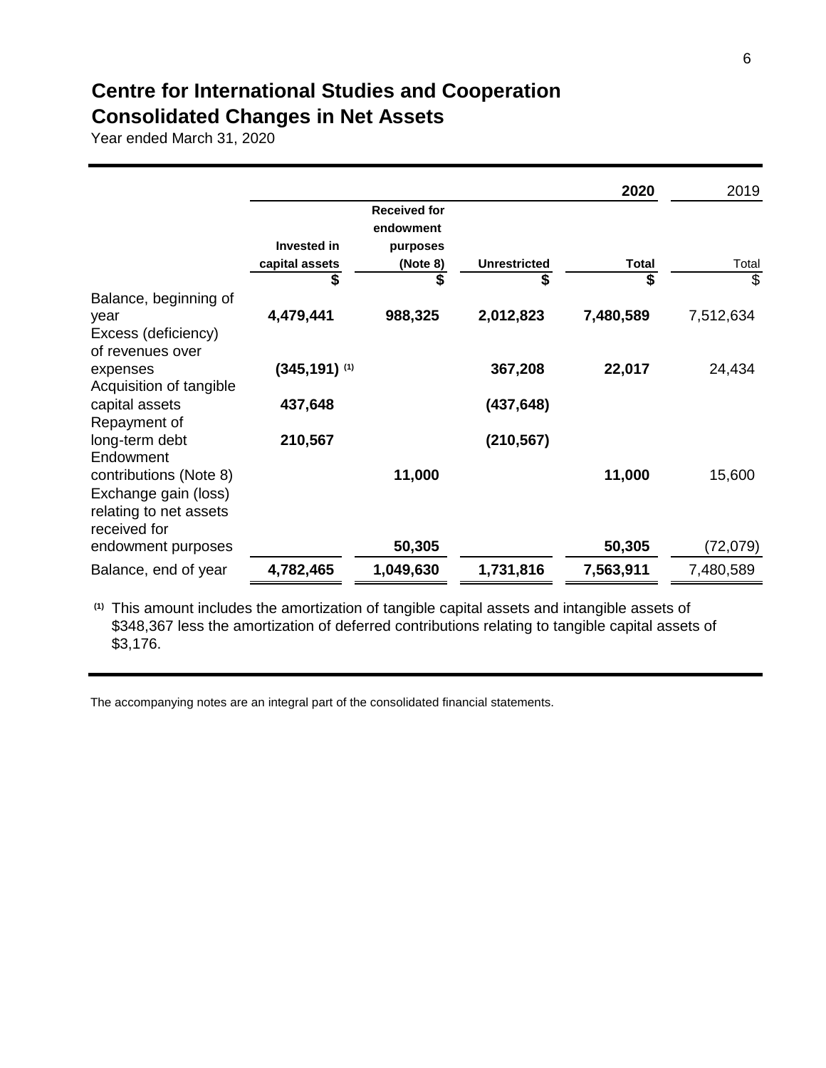# Centre for International Studies and Cooperation
# Consolidated Changes in Net Assets

Year ended March 31, 2020

| | | | | 2020 | 2019 |
|---|---|---|---|---|---|
| | Invested in capital assets | Received for endowment purposes (Note 8) | Unrestricted | Total | Total |
| | $ | $ | $ | $ | $ |
| Balance, beginning of year | **4,479,441** | **988,325** | **2,012,823** | **7,480,589** | 7,512,634 |
| Excess (deficiency) of revenues over expenses | **(345,191)** [(1)] | | **367,208** | **22,017** | 24,434 |
| Acquisition of tangible capital assets | **437,648** | | **(437,648)** | | |
| Repayment of long-term debt | **210,567** | | **(210,567)** | | |
| Endowment contributions (Note 8) | | **11,000** | | **11,000** | 15,600 |
| Exchange gain (loss) relating to net assets received for endowment purposes | | **50,305** | | **50,305** | (72,079) |
| Balance, end of year | **4,782,465** | **1,049,630** | **1,731,816** | **7,563,911** | 7,480,589 |

[(1)] This amount includes the amortization of tangible capital assets and intangible assets of $348,367 less the amortization of deferred contributions relating to tangible capital assets of $3,176.

The accompanying notes are an integral part of the consolidated financial statements.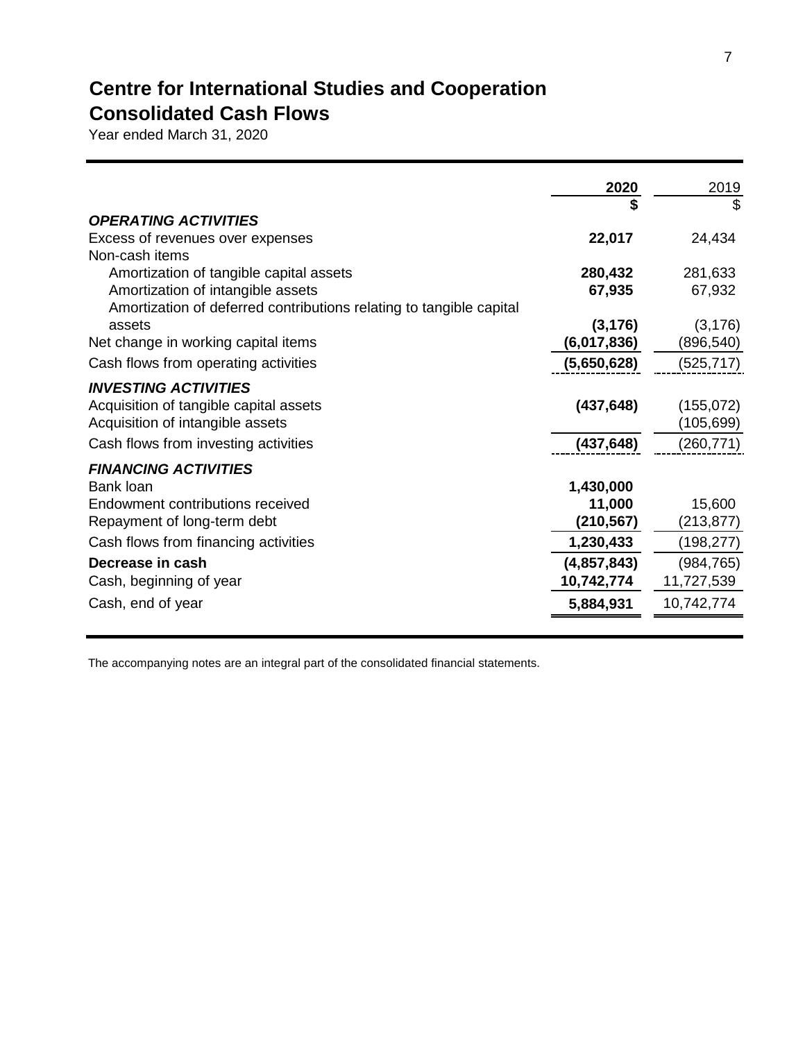# Centre for International Studies and Cooperation
## Consolidated Cash Flows

Year ended March 31, 2020

| | **2020** | 2019 |
|---|---|---|
| | **$** | $ |
| ***OPERATING ACTIVITIES*** | | |
| Excess of revenues over expenses | **22,017** | 24,434 |
| Non-cash items | | |
| Amortization of tangible capital assets | **280,432** | 281,633 |
| Amortization of intangible assets | **67,935** | 67,932 |
| Amortization of deferred contributions relating to tangible capital assets | **(3,176)** | (3,176) |
| Net change in working capital items | **(6,017,836)** | (896,540) |
| Cash flows from operating activities | **(5,650,628)** | (525,717) |
| ***INVESTING ACTIVITIES*** | | |
| Acquisition of tangible capital assets | **(437,648)** | (155,072) |
| Acquisition of intangible assets | | (105,699) |
| Cash flows from investing activities | **(437,648)** | (260,771) |
| ***FINANCING ACTIVITIES*** | | |
| Bank loan | **1,430,000** | |
| Endowment contributions received | **11,000** | 15,600 |
| Repayment of long-term debt | **(210,567)** | (213,877) |
| Cash flows from financing activities | **1,230,433** | (198,277) |
| **Decrease in cash** | **(4,857,843)** | (984,765) |
| Cash, beginning of year | **10,742,774** | 11,727,539 |
| Cash, end of year | **5,884,931** | 10,742,774 |

The accompanying notes are an integral part of the consolidated financial statements.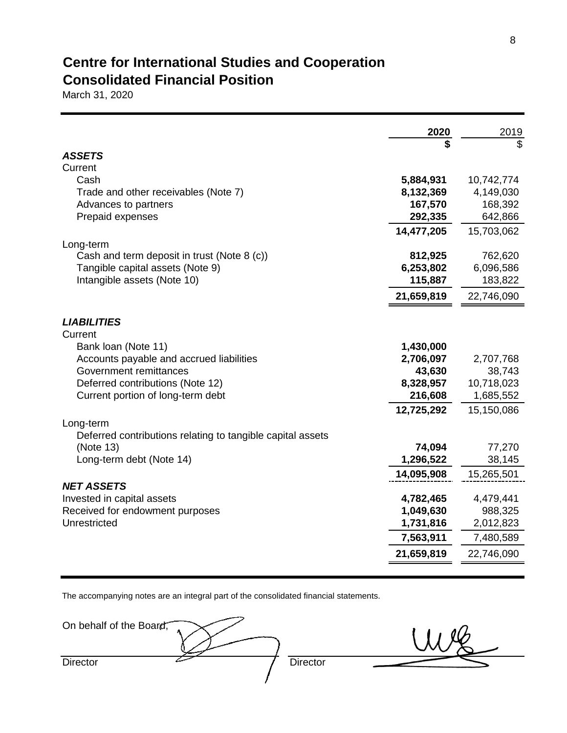# Centre for International Studies and Cooperation
## Consolidated Financial Position

March 31, 2020

| | 2020 | 2019 |
|---|---|---|
| | **\$** | \$ |
| ***ASSETS*** | | |
| Current | | |
| Cash | **5,884,931** | 10,742,774 |
| Trade and other receivables (Note 7) | **8,132,369** | 4,149,030 |
| Advances to partners | **167,570** | 168,392 |
| Prepaid expenses | **292,335** | 642,866 |
| | **14,477,205** | 15,703,062 |
| Long-term | | |
| Cash and term deposit in trust (Note 8 (c)) | **812,925** | 762,620 |
| Tangible capital assets (Note 9) | **6,253,802** | 6,096,586 |
| Intangible assets (Note 10) | **115,887** | 183,822 |
| | **21,659,819** | 22,746,090 |
| ***LIABILITIES*** | | |
| Current | | |
| Bank loan (Note 11) | **1,430,000** | |
| Accounts payable and accrued liabilities | **2,706,097** | 2,707,768 |
| Government remittances | **43,630** | 38,743 |
| Deferred contributions (Note 12) | **8,328,957** | 10,718,023 |
| Current portion of long-term debt | **216,608** | 1,685,552 |
| | **12,725,292** | 15,150,086 |
| Long-term | | |
| Deferred contributions relating to tangible capital assets (Note 13) | **74,094** | 77,270 |
| Long-term debt (Note 14) | **1,296,522** | 38,145 |
| | **14,095,908** | 15,265,501 |
| ***NET ASSETS*** | | |
| Invested in capital assets | **4,782,465** | 4,479,441 |
| Received for endowment purposes | **1,049,630** | 988,325 |
| Unrestricted | **1,731,816** | 2,012,823 |
| | **7,563,911** | 7,480,589 |
| | **21,659,819** | 22,746,090 |

The accompanying notes are an integral part of the consolidated financial statements.

On behalf of the Board,

Director

Director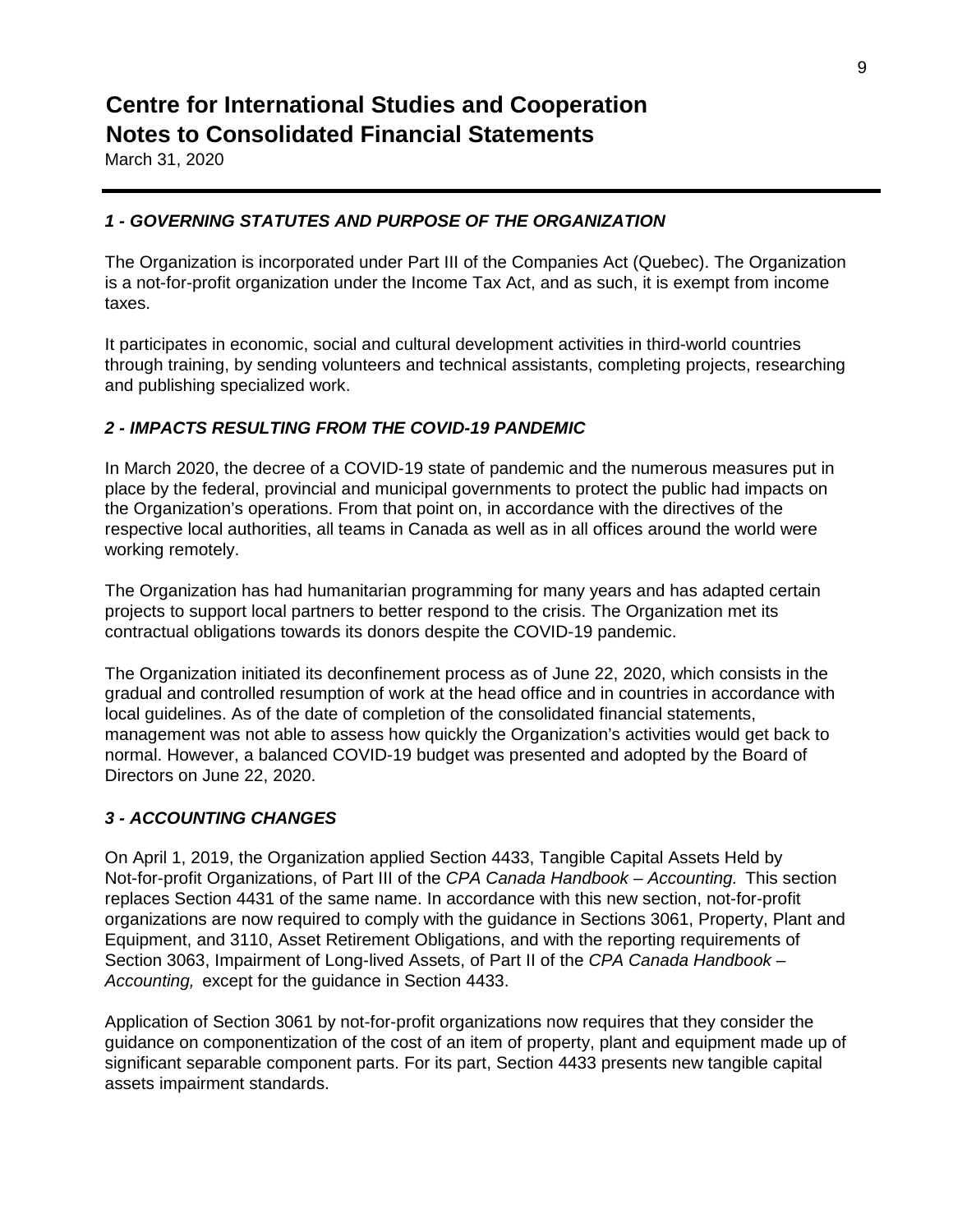# Centre for International Studies and Cooperation
# Notes to Consolidated Financial Statements

March 31, 2020

### *1 - GOVERNING STATUTES AND PURPOSE OF THE ORGANIZATION*

The Organization is incorporated under Part III of the Companies Act (Quebec). The Organization is a not-for-profit organization under the Income Tax Act, and as such, it is exempt from income taxes.

It participates in economic, social and cultural development activities in third-world countries through training, by sending volunteers and technical assistants, completing projects, researching and publishing specialized work.

### *2 - IMPACTS RESULTING FROM THE COVID-19 PANDEMIC*

In March 2020, the decree of a COVID-19 state of pandemic and the numerous measures put in place by the federal, provincial and municipal governments to protect the public had impacts on the Organization's operations. From that point on, in accordance with the directives of the respective local authorities, all teams in Canada as well as in all offices around the world were working remotely.

The Organization has had humanitarian programming for many years and has adapted certain projects to support local partners to better respond to the crisis. The Organization met its contractual obligations towards its donors despite the COVID-19 pandemic.

The Organization initiated its deconfinement process as of June 22, 2020, which consists in the gradual and controlled resumption of work at the head office and in countries in accordance with local guidelines. As of the date of completion of the consolidated financial statements, management was not able to assess how quickly the Organization's activities would get back to normal. However, a balanced COVID-19 budget was presented and adopted by the Board of Directors on June 22, 2020.

### *3 - ACCOUNTING CHANGES*

On April 1, 2019, the Organization applied Section 4433, Tangible Capital Assets Held by Not-for-profit Organizations, of Part III of the *CPA Canada Handbook – Accounting.* This section replaces Section 4431 of the same name. In accordance with this new section, not-for-profit organizations are now required to comply with the guidance in Sections 3061, Property, Plant and Equipment, and 3110, Asset Retirement Obligations, and with the reporting requirements of Section 3063, Impairment of Long-lived Assets, of Part II of the *CPA Canada Handbook – Accounting,* except for the guidance in Section 4433.

Application of Section 3061 by not-for-profit organizations now requires that they consider the guidance on componentization of the cost of an item of property, plant and equipment made up of significant separable component parts. For its part, Section 4433 presents new tangible capital assets impairment standards.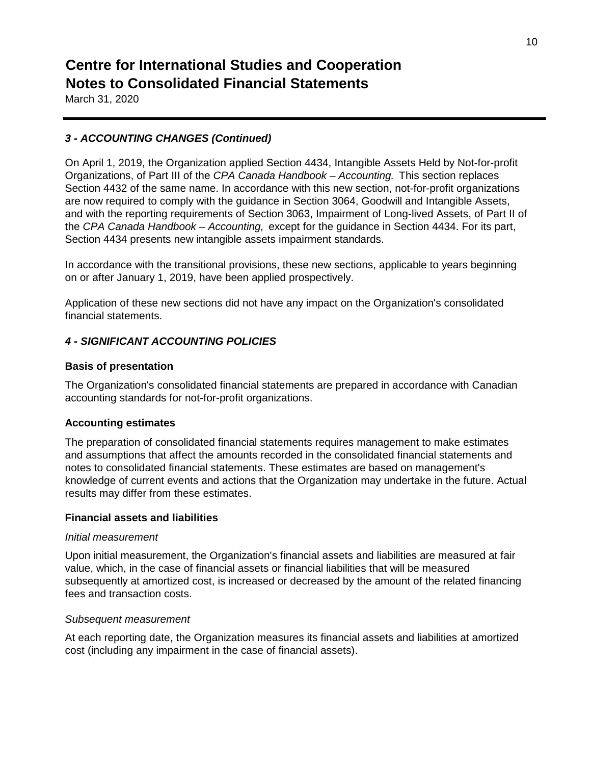# Centre for International Studies and Cooperation
# Notes to Consolidated Financial Statements

March 31, 2020

### *3 - ACCOUNTING CHANGES (Continued)*

On April 1, 2019, the Organization applied Section 4434, Intangible Assets Held by Not-for-profit Organizations, of Part III of the *CPA Canada Handbook – Accounting.* This section replaces Section 4432 of the same name. In accordance with this new section, not-for-profit organizations are now required to comply with the guidance in Section 3064, Goodwill and Intangible Assets, and with the reporting requirements of Section 3063, Impairment of Long-lived Assets, of Part II of the *CPA Canada Handbook – Accounting,* except for the guidance in Section 4434. For its part, Section 4434 presents new intangible assets impairment standards.

In accordance with the transitional provisions, these new sections, applicable to years beginning on or after January 1, 2019, have been applied prospectively.

Application of these new sections did not have any impact on the Organization's consolidated financial statements.

### *4 - SIGNIFICANT ACCOUNTING POLICIES*

**Basis of presentation**

The Organization's consolidated financial statements are prepared in accordance with Canadian accounting standards for not-for-profit organizations.

**Accounting estimates**

The preparation of consolidated financial statements requires management to make estimates and assumptions that affect the amounts recorded in the consolidated financial statements and notes to consolidated financial statements. These estimates are based on management's knowledge of current events and actions that the Organization may undertake in the future. Actual results may differ from these estimates.

**Financial assets and liabilities**

*Initial measurement*

Upon initial measurement, the Organization's financial assets and liabilities are measured at fair value, which, in the case of financial assets or financial liabilities that will be measured subsequently at amortized cost, is increased or decreased by the amount of the related financing fees and transaction costs.

*Subsequent measurement*

At each reporting date, the Organization measures its financial assets and liabilities at amortized cost (including any impairment in the case of financial assets).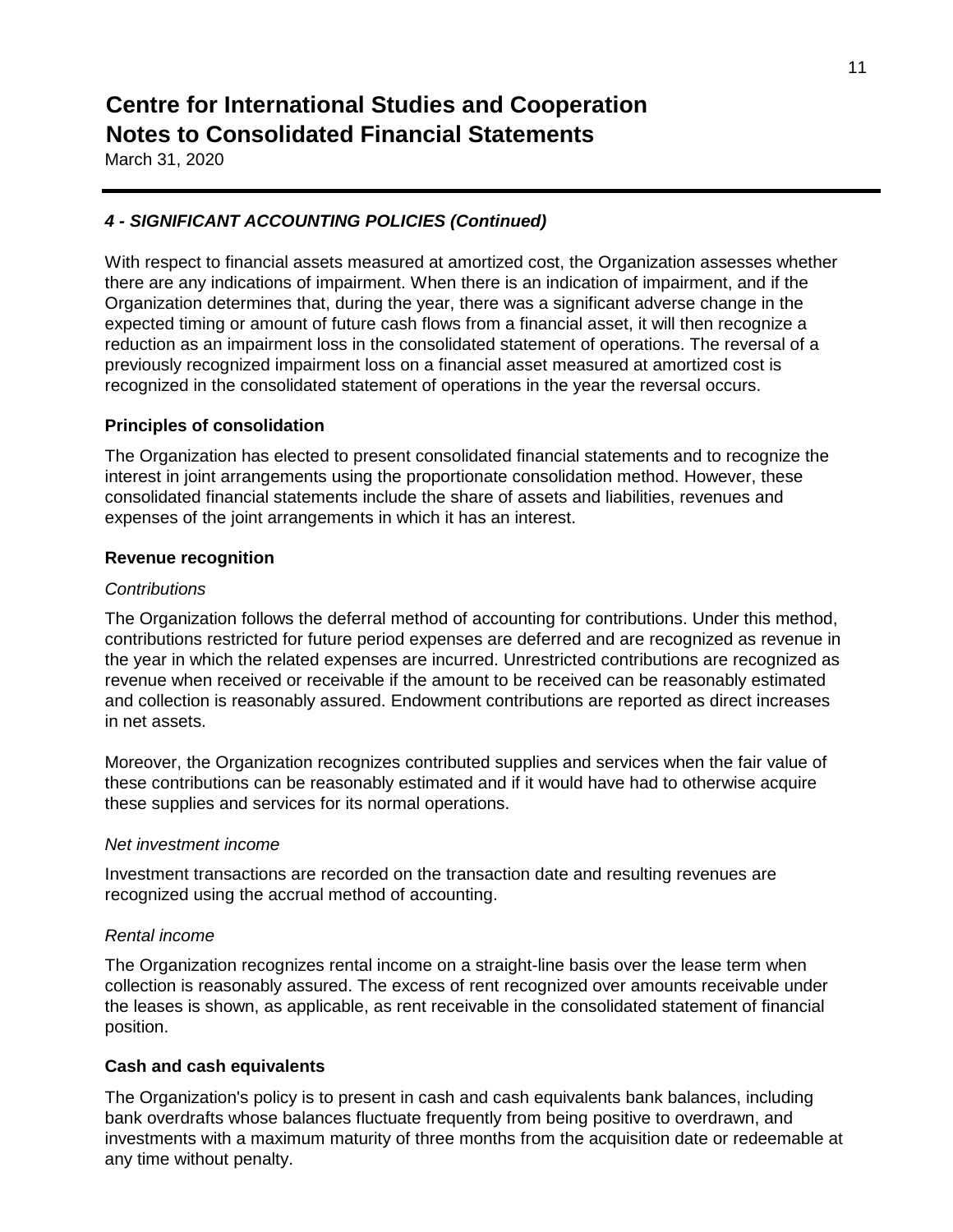# Centre for International Studies and Cooperation
# Notes to Consolidated Financial Statements

March 31, 2020

### *4 - SIGNIFICANT ACCOUNTING POLICIES (Continued)*

With respect to financial assets measured at amortized cost, the Organization assesses whether there are any indications of impairment. When there is an indication of impairment, and if the Organization determines that, during the year, there was a significant adverse change in the expected timing or amount of future cash flows from a financial asset, it will then recognize a reduction as an impairment loss in the consolidated statement of operations. The reversal of a previously recognized impairment loss on a financial asset measured at amortized cost is recognized in the consolidated statement of operations in the year the reversal occurs.

#### Principles of consolidation

The Organization has elected to present consolidated financial statements and to recognize the interest in joint arrangements using the proportionate consolidation method. However, these consolidated financial statements include the share of assets and liabilities, revenues and expenses of the joint arrangements in which it has an interest.

#### Revenue recognition

*Contributions*

The Organization follows the deferral method of accounting for contributions. Under this method, contributions restricted for future period expenses are deferred and are recognized as revenue in the year in which the related expenses are incurred. Unrestricted contributions are recognized as revenue when received or receivable if the amount to be received can be reasonably estimated and collection is reasonably assured. Endowment contributions are reported as direct increases in net assets.

Moreover, the Organization recognizes contributed supplies and services when the fair value of these contributions can be reasonably estimated and if it would have had to otherwise acquire these supplies and services for its normal operations.

*Net investment income*

Investment transactions are recorded on the transaction date and resulting revenues are recognized using the accrual method of accounting.

*Rental income*

The Organization recognizes rental income on a straight-line basis over the lease term when collection is reasonably assured. The excess of rent recognized over amounts receivable under the leases is shown, as applicable, as rent receivable in the consolidated statement of financial position.

#### Cash and cash equivalents

The Organization's policy is to present in cash and cash equivalents bank balances, including bank overdrafts whose balances fluctuate frequently from being positive to overdrawn, and investments with a maximum maturity of three months from the acquisition date or redeemable at any time without penalty.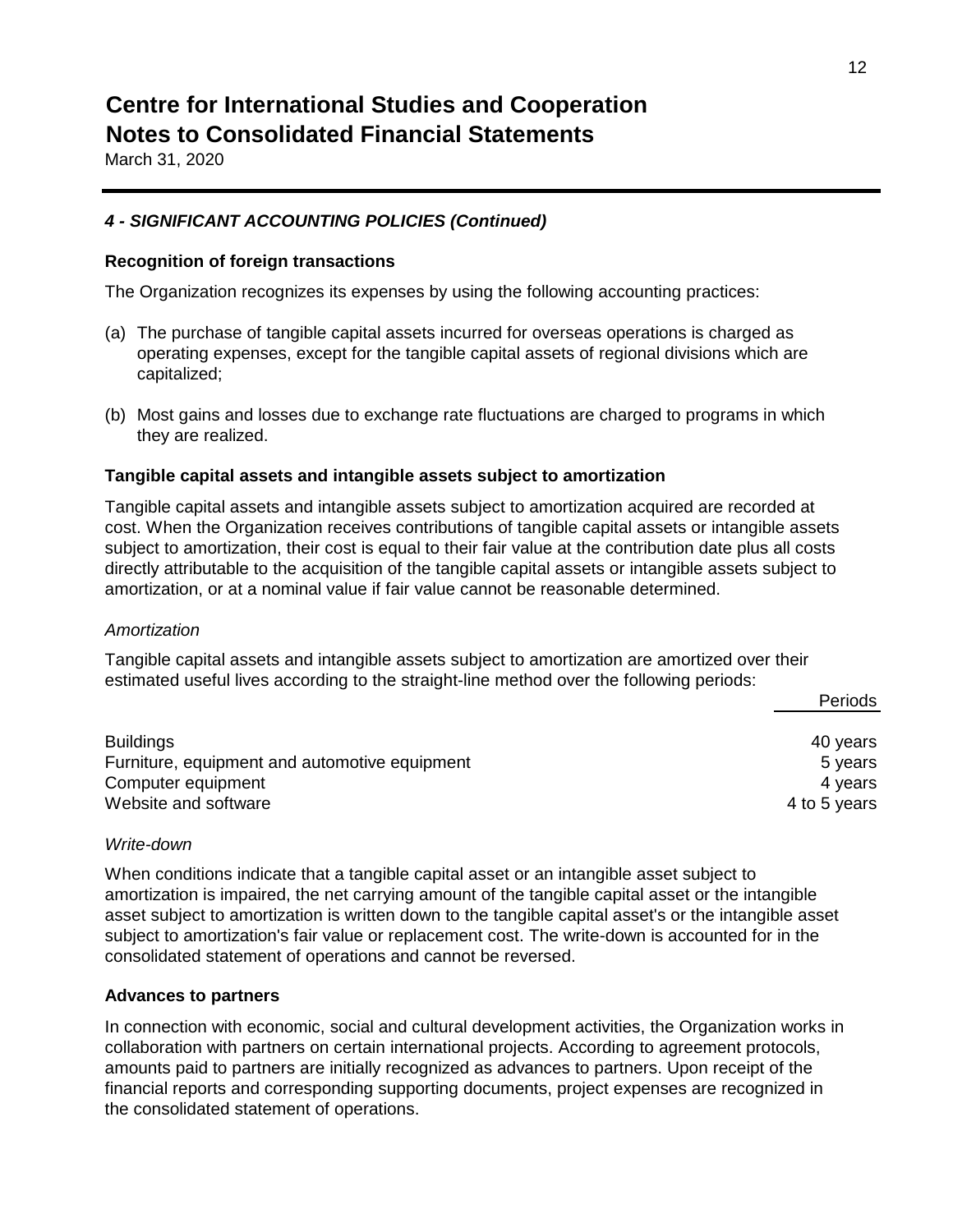# Centre for International Studies and Cooperation
# Notes to Consolidated Financial Statements

March 31, 2020

### *4 - SIGNIFICANT ACCOUNTING POLICIES (Continued)*

**Recognition of foreign transactions**

The Organization recognizes its expenses by using the following accounting practices:

(a) The purchase of tangible capital assets incurred for overseas operations is charged as operating expenses, except for the tangible capital assets of regional divisions which are capitalized;

(b) Most gains and losses due to exchange rate fluctuations are charged to programs in which they are realized.

**Tangible capital assets and intangible assets subject to amortization**

Tangible capital assets and intangible assets subject to amortization acquired are recorded at cost. When the Organization receives contributions of tangible capital assets or intangible assets subject to amortization, their cost is equal to their fair value at the contribution date plus all costs directly attributable to the acquisition of the tangible capital assets or intangible assets subject to amortization, or at a nominal value if fair value cannot be reasonable determined.

*Amortization*

Tangible capital assets and intangible assets subject to amortization are amortized over their estimated useful lives according to the straight-line method over the following periods:

| | Periods |
|---|---|
| Buildings | 40 years |
| Furniture, equipment and automotive equipment | 5 years |
| Computer equipment | 4 years |
| Website and software | 4 to 5 years |

*Write-down*

When conditions indicate that a tangible capital asset or an intangible asset subject to amortization is impaired, the net carrying amount of the tangible capital asset or the intangible asset subject to amortization is written down to the tangible capital asset's or the intangible asset subject to amortization's fair value or replacement cost. The write-down is accounted for in the consolidated statement of operations and cannot be reversed.

**Advances to partners**

In connection with economic, social and cultural development activities, the Organization works in collaboration with partners on certain international projects. According to agreement protocols, amounts paid to partners are initially recognized as advances to partners. Upon receipt of the financial reports and corresponding supporting documents, project expenses are recognized in the consolidated statement of operations.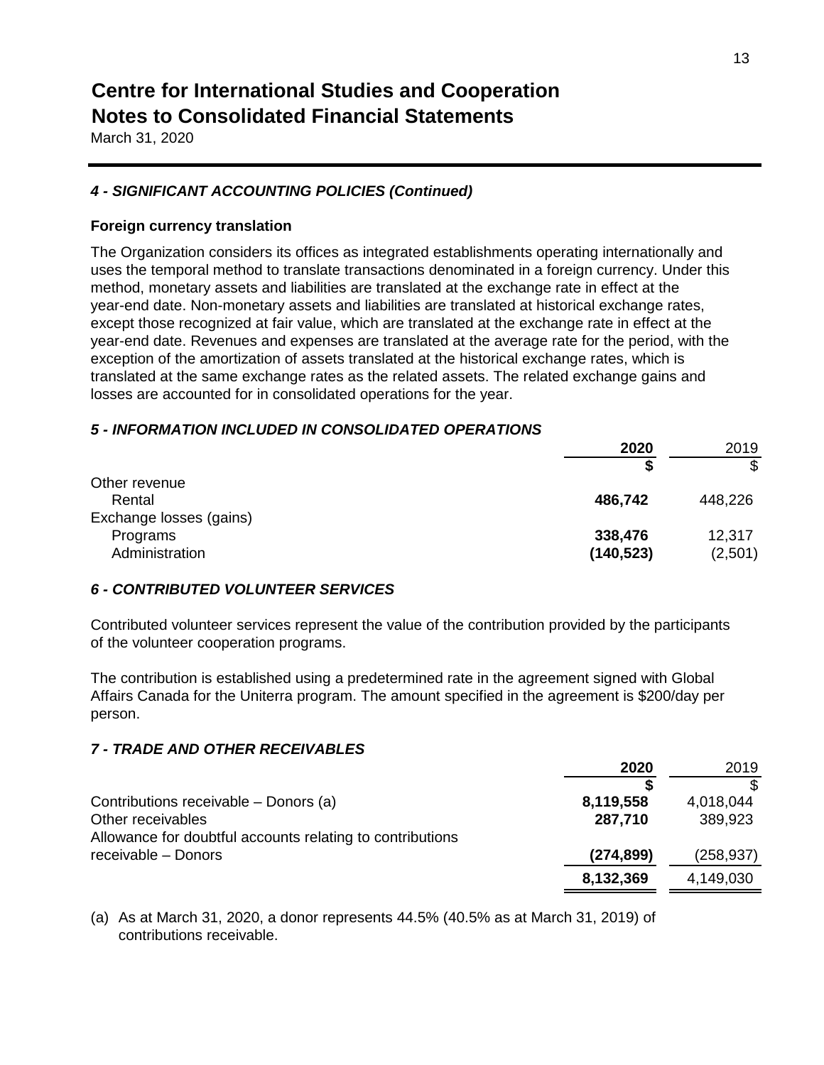# Centre for International Studies and Cooperation
## Notes to Consolidated Financial Statements

March 31, 2020

### *4 - SIGNIFICANT ACCOUNTING POLICIES (Continued)*

**Foreign currency translation**

The Organization considers its offices as integrated establishments operating internationally and uses the temporal method to translate transactions denominated in a foreign currency. Under this method, monetary assets and liabilities are translated at the exchange rate in effect at the year-end date. Non-monetary assets and liabilities are translated at historical exchange rates, except those recognized at fair value, which are translated at the exchange rate in effect at the year-end date. Revenues and expenses are translated at the average rate for the period, with the exception of the amortization of assets translated at the historical exchange rates, which is translated at the same exchange rates as the related assets. The related exchange gains and losses are accounted for in consolidated operations for the year.

### *5 - INFORMATION INCLUDED IN CONSOLIDATED OPERATIONS*

| | **2020** | 2019 |
|---|---|---|
| | **$** | $ |
| Other revenue | | |
| Rental | **486,742** | 448,226 |
| Exchange losses (gains) | | |
| Programs | **338,476** | 12,317 |
| Administration | **(140,523)** | (2,501) |

### *6 - CONTRIBUTED VOLUNTEER SERVICES*

Contributed volunteer services represent the value of the contribution provided by the participants of the volunteer cooperation programs.

The contribution is established using a predetermined rate in the agreement signed with Global Affairs Canada for the Uniterra program. The amount specified in the agreement is $200/day per person.

### *7 - TRADE AND OTHER RECEIVABLES*

| | **2020** | 2019 |
|---|---|---|
| | **$** | $ |
| Contributions receivable – Donors (a) | **8,119,558** | 4,018,044 |
| Other receivables | **287,710** | 389,923 |
| Allowance for doubtful accounts relating to contributions receivable – Donors | **(274,899)** | (258,937) |
| | **8,132,369** | 4,149,030 |

(a) As at March 31, 2020, a donor represents 44.5% (40.5% as at March 31, 2019) of contributions receivable.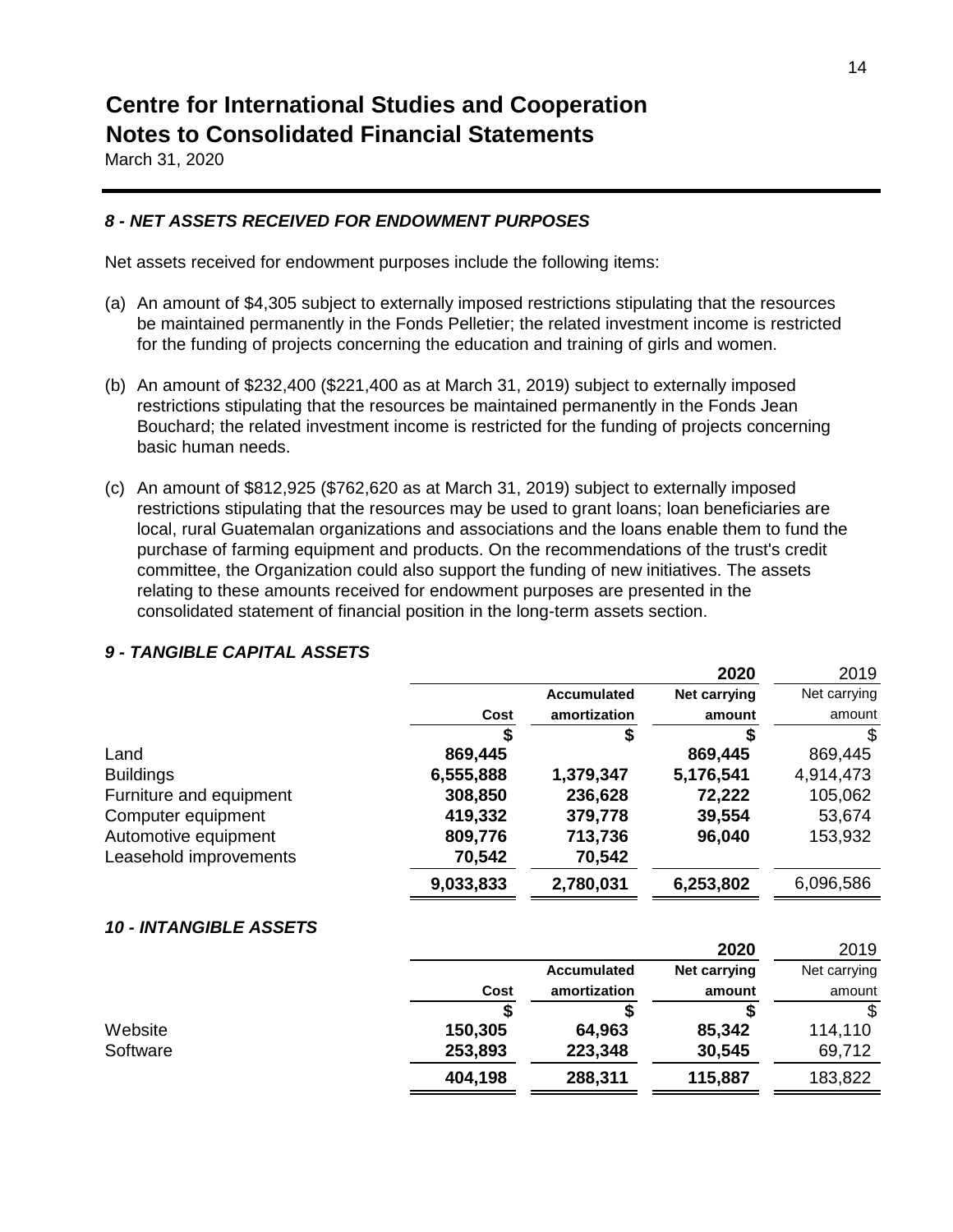# Centre for International Studies and Cooperation
# Notes to Consolidated Financial Statements

March 31, 2020

### *8 - NET ASSETS RECEIVED FOR ENDOWMENT PURPOSES*

Net assets received for endowment purposes include the following items:

(a) An amount of $4,305 subject to externally imposed restrictions stipulating that the resources be maintained permanently in the Fonds Pelletier; the related investment income is restricted for the funding of projects concerning the education and training of girls and women.

(b) An amount of $232,400 ($221,400 as at March 31, 2019) subject to externally imposed restrictions stipulating that the resources be maintained permanently in the Fonds Jean Bouchard; the related investment income is restricted for the funding of projects concerning basic human needs.

(c) An amount of $812,925 ($762,620 as at March 31, 2019) subject to externally imposed restrictions stipulating that the resources may be used to grant loans; loan beneficiaries are local, rural Guatemalan organizations and associations and the loans enable them to fund the purchase of farming equipment and products. On the recommendations of the trust's credit committee, the Organization could also support the funding of new initiatives. The assets relating to these amounts received for endowment purposes are presented in the consolidated statement of financial position in the long-term assets section.

### *9 - TANGIBLE CAPITAL ASSETS*

| | | | **2020** | 2019 |
|---|---|---|---|---|
| | **Cost** | **Accumulated amortization** | **Net carrying amount** | Net carrying amount |
| | **$** | **$** | **$** | $ |
| Land | **869,445** | | **869,445** | 869,445 |
| Buildings | **6,555,888** | **1,379,347** | **5,176,541** | 4,914,473 |
| Furniture and equipment | **308,850** | **236,628** | **72,222** | 105,062 |
| Computer equipment | **419,332** | **379,778** | **39,554** | 53,674 |
| Automotive equipment | **809,776** | **713,736** | **96,040** | 153,932 |
| Leasehold improvements | **70,542** | **70,542** | | |
| | **9,033,833** | **2,780,031** | **6,253,802** | 6,096,586 |

### *10 - INTANGIBLE ASSETS*

| | | | **2020** | 2019 |
|---|---|---|---|---|
| | **Cost** | **Accumulated amortization** | **Net carrying amount** | Net carrying amount |
| | **$** | **$** | **$** | $ |
| Website | **150,305** | **64,963** | **85,342** | 114,110 |
| Software | **253,893** | **223,348** | **30,545** | 69,712 |
| | **404,198** | **288,311** | **115,887** | 183,822 |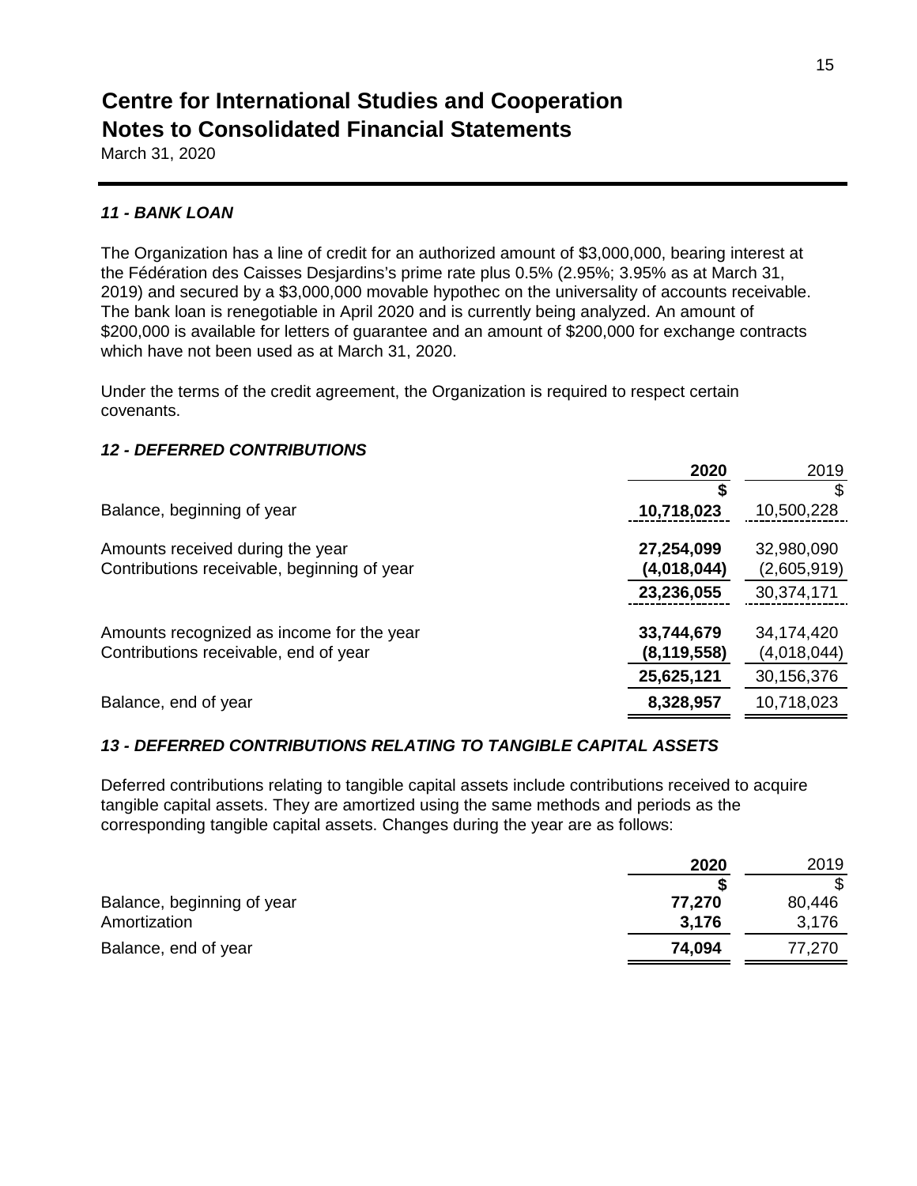# Centre for International Studies and Cooperation
# Notes to Consolidated Financial Statements

March 31, 2020

### *11 - BANK LOAN*

The Organization has a line of credit for an authorized amount of $3,000,000, bearing interest at the Fédération des Caisses Desjardins's prime rate plus 0.5% (2.95%; 3.95% as at March 31, 2019) and secured by a $3,000,000 movable hypothec on the universality of accounts receivable. The bank loan is renegotiable in April 2020 and is currently being analyzed. An amount of $200,000 is available for letters of guarantee and an amount of $200,000 for exchange contracts which have not been used as at March 31, 2020.

Under the terms of the credit agreement, the Organization is required to respect certain covenants.

### *12 - DEFERRED CONTRIBUTIONS*

| | **2020** | 2019 |
|---|---|---|
| | **$** | $ |
| Balance, beginning of year | **10,718,023** | 10,500,228 |
| Amounts received during the year | **27,254,099** | 32,980,090 |
| Contributions receivable, beginning of year | **(4,018,044)** | (2,605,919) |
| | **23,236,055** | 30,374,171 |
| Amounts recognized as income for the year | **33,744,679** | 34,174,420 |
| Contributions receivable, end of year | **(8,119,558)** | (4,018,044) |
| | **25,625,121** | 30,156,376 |
| Balance, end of year | **8,328,957** | 10,718,023 |

### *13 - DEFERRED CONTRIBUTIONS RELATING TO TANGIBLE CAPITAL ASSETS*

Deferred contributions relating to tangible capital assets include contributions received to acquire tangible capital assets. They are amortized using the same methods and periods as the corresponding tangible capital assets. Changes during the year are as follows:

| | **2020** | 2019 |
|---|---|---|
| | **$** | $ |
| Balance, beginning of year | **77,270** | 80,446 |
| Amortization | **3,176** | 3,176 |
| Balance, end of year | **74,094** | 77,270 |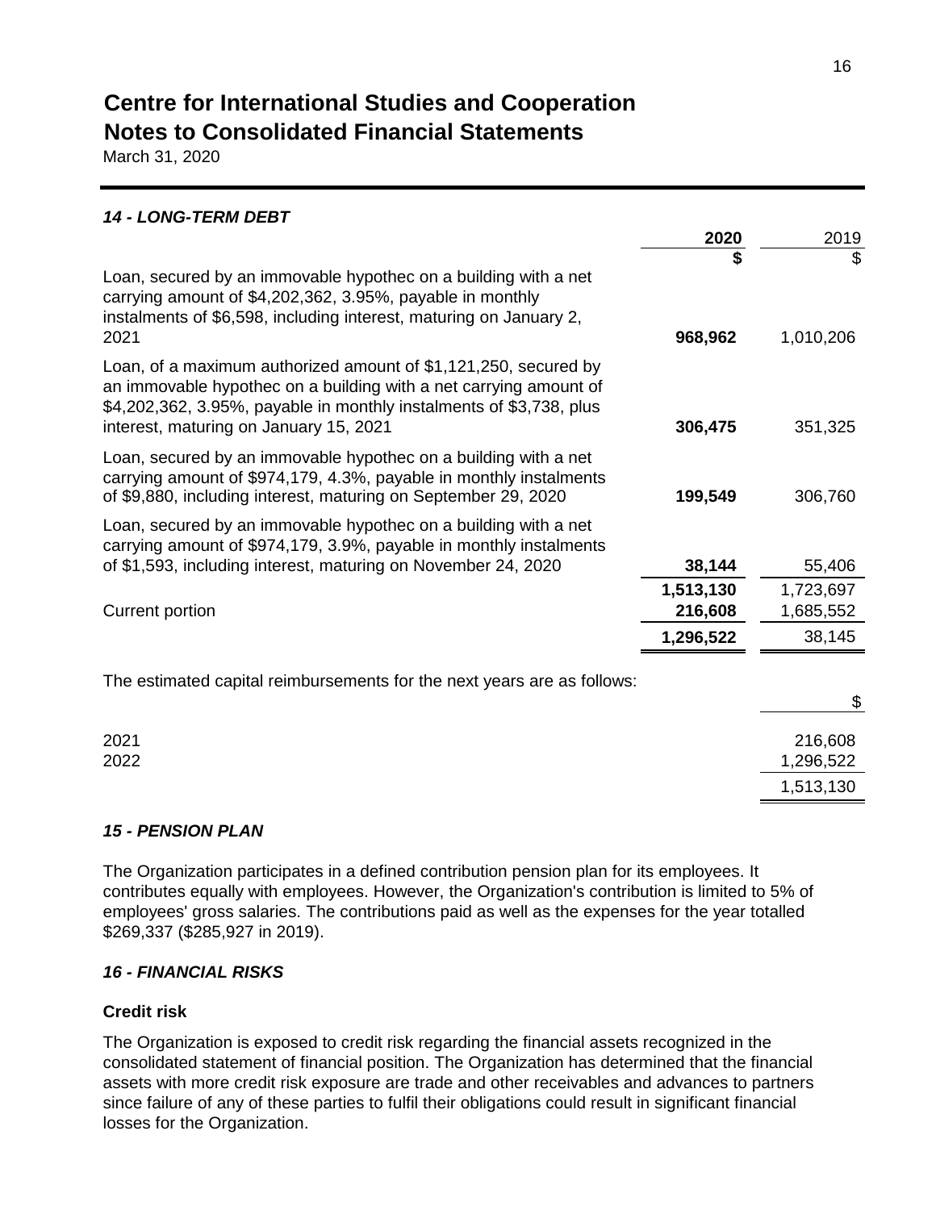# Centre for International Studies and Cooperation
# Notes to Consolidated Financial Statements
March 31, 2020

### *14 - LONG-TERM DEBT*

| | 2020 | 2019 |
|---|---|---|
| | **$** | $ |
| Loan, secured by an immovable hypothec on a building with a net carrying amount of $4,202,362, 3.95%, payable in monthly instalments of $6,598, including interest, maturing on January 2, 2021 | **968,962** | 1,010,206 |
| Loan, of a maximum authorized amount of $1,121,250, secured by an immovable hypothec on a building with a net carrying amount of $4,202,362, 3.95%, payable in monthly instalments of $3,738, plus interest, maturing on January 15, 2021 | **306,475** | 351,325 |
| Loan, secured by an immovable hypothec on a building with a net carrying amount of $974,179, 4.3%, payable in monthly instalments of $9,880, including interest, maturing on September 29, 2020 | **199,549** | 306,760 |
| Loan, secured by an immovable hypothec on a building with a net carrying amount of $974,179, 3.9%, payable in monthly instalments of $1,593, including interest, maturing on November 24, 2020 | **38,144** | 55,406 |
| | **1,513,130** | 1,723,697 |
| Current portion | **216,608** | 1,685,552 |
| | **1,296,522** | 38,145 |

The estimated capital reimbursements for the next years are as follows:

| | $ |
|---|---|
| 2021 | 216,608 |
| 2022 | 1,296,522 |
| | 1,513,130 |

### *15 - PENSION PLAN*

The Organization participates in a defined contribution pension plan for its employees. It contributes equally with employees. However, the Organization's contribution is limited to 5% of employees' gross salaries. The contributions paid as well as the expenses for the year totalled $269,337 ($285,927 in 2019).

### *16 - FINANCIAL RISKS*

**Credit risk**

The Organization is exposed to credit risk regarding the financial assets recognized in the consolidated statement of financial position. The Organization has determined that the financial assets with more credit risk exposure are trade and other receivables and advances to partners since failure of any of these parties to fulfil their obligations could result in significant financial losses for the Organization.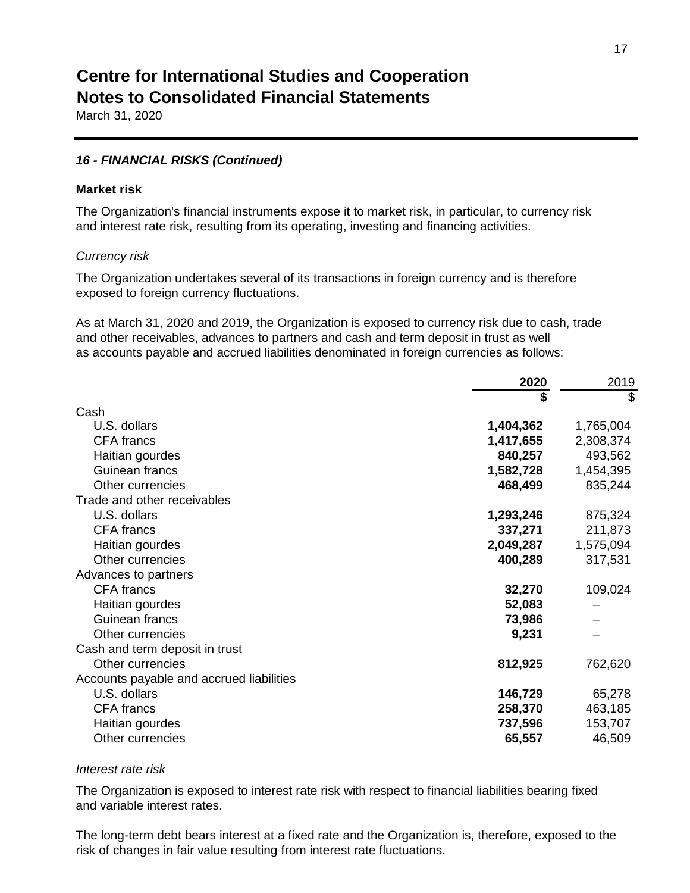# Centre for International Studies and Cooperation
## Notes to Consolidated Financial Statements
March 31, 2020

### *16 - FINANCIAL RISKS (Continued)*

**Market risk**

The Organization's financial instruments expose it to market risk, in particular, to currency risk and interest rate risk, resulting from its operating, investing and financing activities.

*Currency risk*

The Organization undertakes several of its transactions in foreign currency and is therefore exposed to foreign currency fluctuations.

As at March 31, 2020 and 2019, the Organization is exposed to currency risk due to cash, trade and other receivables, advances to partners and cash and term deposit in trust as well as accounts payable and accrued liabilities denominated in foreign currencies as follows:

| | **2020** | 2019 |
|---|---|---|
| | **$** | $ |
| Cash | | |
| U.S. dollars | **1,404,362** | 1,765,004 |
| CFA francs | **1,417,655** | 2,308,374 |
| Haitian gourdes | **840,257** | 493,562 |
| Guinean francs | **1,582,728** | 1,454,395 |
| Other currencies | **468,499** | 835,244 |
| Trade and other receivables | | |
| U.S. dollars | **1,293,246** | 875,324 |
| CFA francs | **337,271** | 211,873 |
| Haitian gourdes | **2,049,287** | 1,575,094 |
| Other currencies | **400,289** | 317,531 |
| Advances to partners | | |
| CFA francs | **32,270** | 109,024 |
| Haitian gourdes | **52,083** | – |
| Guinean francs | **73,986** | – |
| Other currencies | **9,231** | – |
| Cash and term deposit in trust | | |
| Other currencies | **812,925** | 762,620 |
| Accounts payable and accrued liabilities | | |
| U.S. dollars | **146,729** | 65,278 |
| CFA francs | **258,370** | 463,185 |
| Haitian gourdes | **737,596** | 153,707 |
| Other currencies | **65,557** | 46,509 |

*Interest rate risk*

The Organization is exposed to interest rate risk with respect to financial liabilities bearing fixed and variable interest rates.

The long-term debt bears interest at a fixed rate and the Organization is, therefore, exposed to the risk of changes in fair value resulting from interest rate fluctuations.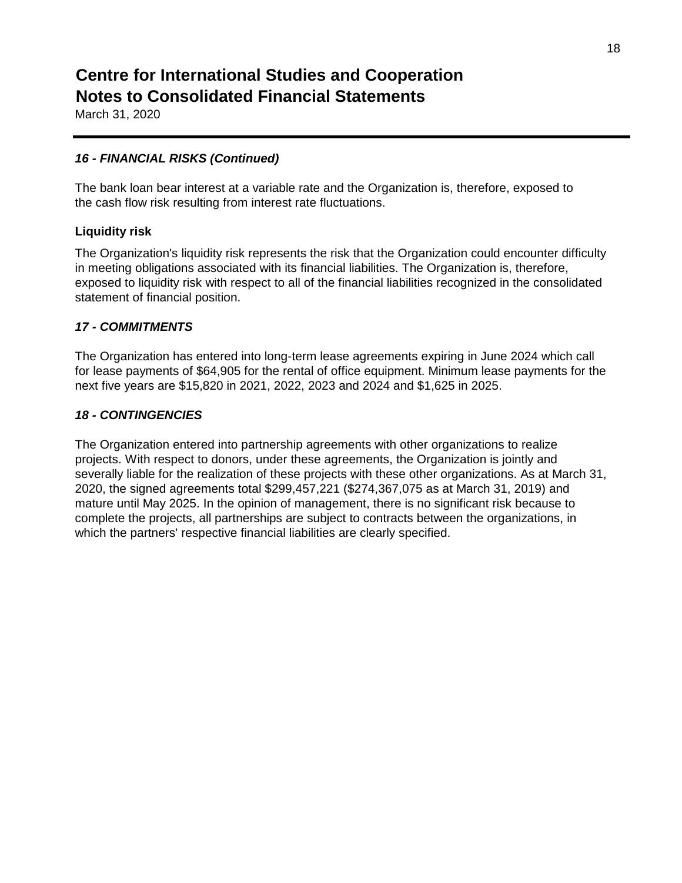# Centre for International Studies and Cooperation
# Notes to Consolidated Financial Statements

March 31, 2020

### *16 - FINANCIAL RISKS (Continued)*

The bank loan bear interest at a variable rate and the Organization is, therefore, exposed to the cash flow risk resulting from interest rate fluctuations.

**Liquidity risk**

The Organization's liquidity risk represents the risk that the Organization could encounter difficulty in meeting obligations associated with its financial liabilities. The Organization is, therefore, exposed to liquidity risk with respect to all of the financial liabilities recognized in the consolidated statement of financial position.

### *17 - COMMITMENTS*

The Organization has entered into long-term lease agreements expiring in June 2024 which call for lease payments of $64,905 for the rental of office equipment. Minimum lease payments for the next five years are $15,820 in 2021, 2022, 2023 and 2024 and $1,625 in 2025.

### *18 - CONTINGENCIES*

The Organization entered into partnership agreements with other organizations to realize projects. With respect to donors, under these agreements, the Organization is jointly and severally liable for the realization of these projects with these other organizations. As at March 31, 2020, the signed agreements total $299,457,221 ($274,367,075 as at March 31, 2019) and mature until May 2025. In the opinion of management, there is no significant risk because to complete the projects, all partnerships are subject to contracts between the organizations, in which the partners' respective financial liabilities are clearly specified.